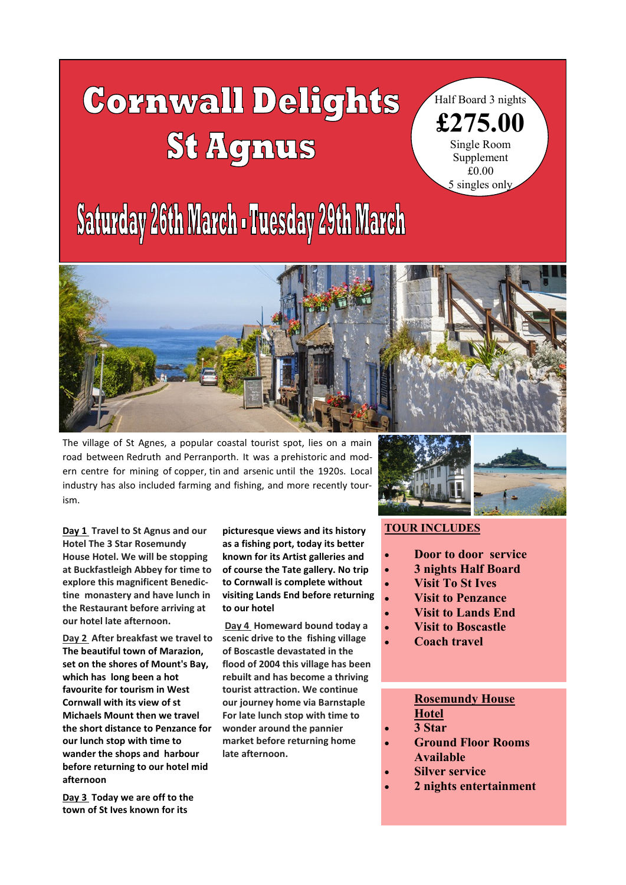# Cornwall Delights St Agnus

Half Board 3 nights

**£275.00**

Single Room Supplement £0.00

5 singles only

## Saturday 26th March - Tuesday 29th March

The village of St Agnes, a popular coastal tourist spot, lies on a main road between Redruth and Perranporth. It was a prehistoric and modern centre for mining of copper, tin and arsenic until the 1920s. Local industry has also included farming and fishing, and more recently tourism.

**Day 1** **Travel to St Agnus and our Hotel The 3 Star Rosemundy House Hotel. We will be stopping at Buckfastleigh Abbey for time to explore this magnificent Benedictine monastery and have lunch in the Restaurant before arriving at our hotel late afternoon.**

**Day 2** **After breakfast we travel to The beautiful town of Marazion, set on the shores of Mount's Bay, which has long been a hot favourite for tourism in West Cornwall with its view of st Michaels Mount then we travel the short distance to Penzance for our lunch stop with time to wander the shops and harbour before returning to our hotel mid afternoon**

**Day 3** **Today we are off to the town of St Ives known for its picturesque views and its history as a fishing port, today its better known for its Artist galleries and of course the Tate gallery. No trip to Cornwall is complete without visiting Lands End before returning to our hotel**

**Day 4** **Homeward bound today a scenic drive to the fishing village of Boscastle devastated in the flood of 2004 this village has been rebuilt and has become a thriving tourist attraction. We continue our journey home via Barnstaple For late lunch stop with time to wonder around the pannier market before returning home late afternoon.**

**TOUR INCLUDES**

- **Door to door service**
- **3 nights Half Board**
- **Visit To St Ives**
- **Visit to Penzance**
- **Visit to Lands End**
- **Visit to Boscastle**
- **Coach travel**

**Rosemundy House Hotel**

- **3 Star**
- **Ground Floor Rooms Available**
- **Silver service**
- **2 nights entertainment**